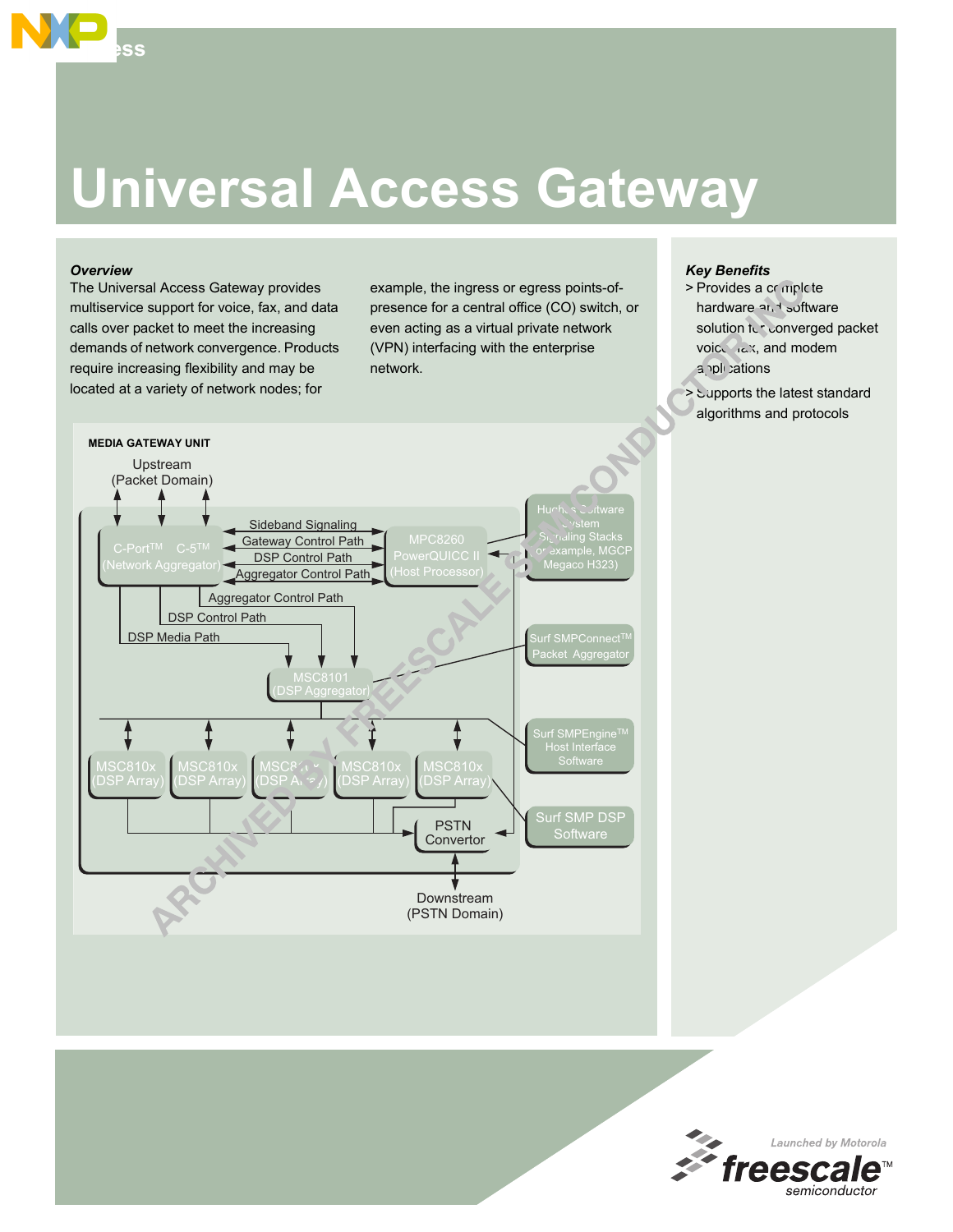# Universal Access Gateway

## *Overview*

The Universal Access Gateway provides multiservice support for voice, fax, and data calls over packet to meet the increasing demands of network convergence. Products require increasing flexibility and may be located at a variety of network nodes; for example, the ingress or egress points-of-presence for a central office (CO) switch, or even acting as a virtual private network (VPN) interfacing with the enterprise network.

MEDIA GATEWAY UNIT

Upstream (Packet Domain)

C-Port™ C-5™ (Network Aggregator)

Sideband Signaling
Gateway Control Path
DSP Control Path
Aggregator Control Path

MPC8260 PowerQUICC II (Host Processor)

Hughes Software System Signaling Stacks (for example, MGCP Megaco H323)

Aggregator Control Path
DSP Control Path
DSP Media Path

MSC8101 (DSP Aggregator)

Surf SMPConnect™ Packet Aggregator

Surf SMPEngine™ Host Interface Software

MSC810x (DSP Array) | MSC810x (DSP Array) | MSC810x (DSP Array) | MSC810x (DSP Array) | MSC810x (DSP Array)

PSTN Convertor

Surf SMP DSP Software

Downstream (PSTN Domain)

## *Key Benefits*

- Provides a complete hardware and software solution for converged packet voice, fax, and modem applications
- Supports the latest standard algorithms and protocols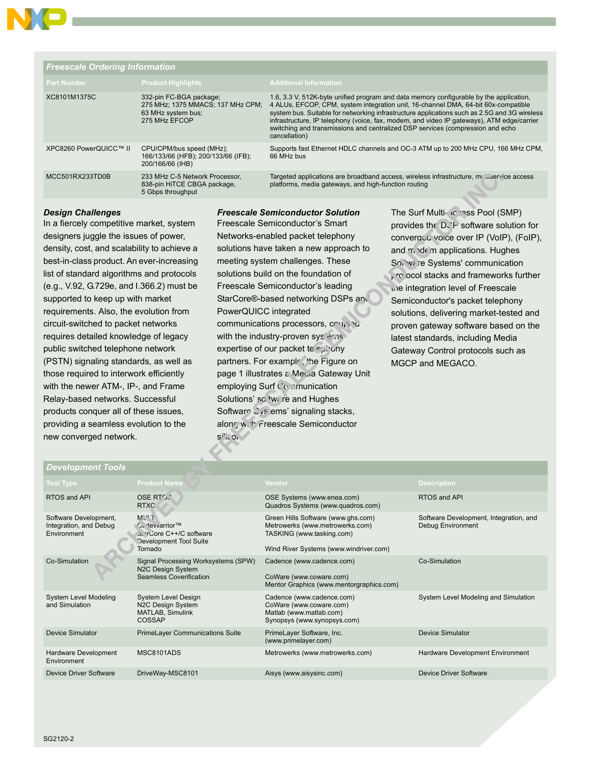## Freescale Ordering Information

| Part Number | Product Highlights | Additional Information |
|---|---|---|
| XC8101M1375C | 332-pin FC-BGA package; 275 MHz; 1375 MMACS; 137 MHz CPM; 63 MHz system bus; 275 MHz EFCOP | 1.6, 3.3 V, 512K-byte unified program and data memory configurable by the application, 4 ALUs, EFCOP, CPM, system integration unit, 16-channel DMA, 64-bit 60x-compatible system bus. Suitable for networking infrastructure applications such as 2.5G and 3G wireless infrastructure, IP telephony (voice, fax, modem, and video IP gateways), ATM edge/carrier switching and transmissions and centralized DSP services (compression and echo cancellation) |
| XPC8260 PowerQUICC™ II | CPU/CPM/bus speed (MHz); 166/133/66 (HFB); 200/133/66 (IFB); 200/166/66 (IHB) | Supports fast Ethernet HDLC channels and OC-3 ATM up to 200 MHz CPU, 166 MHz CPM, 66 MHz bus |
| MCC501RX233TD0B | 233 MHz C-5 Network Processor, 838-pin HiTCE CBGA package, 5 Gbps throughput | Targeted applications are broadband access, wireless infrastructure, multiservice access platforms, media gateways, and high-function routing |

### Design Challenges

In a fiercely competitive market, system designers juggle the issues of power, density, cost, and scalability to achieve a best-in-class product. An ever-increasing list of standard algorithms and protocols (e.g., V.92, G.729e, and I.366.2) must be supported to keep up with market requirements. Also, the evolution from circuit-switched to packet networks requires detailed knowledge of legacy public switched telephone network (PSTN) signaling standards, as well as those required to interwork efficiently with the newer ATM-, IP-, and Frame Relay-based networks. Successful products conquer all of these issues, providing a seamless evolution to the new converged network.

### Freescale Semiconductor Solution

Freescale Semiconductor's Smart Networks-enabled packet telephony solutions have taken a new approach to meeting system challenges. These solutions build on the foundation of Freescale Semiconductor's leading StarCore®-based networking DSPs and PowerQUICC integrated communications processors, coupled with the industry-proven systems expertise of our packet telephony partners. For example, the Figure on page 1 illustrates a Media Gateway Unit employing Surf Communication Solutions' software and Hughes Software Systems' signaling stacks, along with Freescale Semiconductor silicon.

The Surf Multi-Access Pool (SMP) provides the DSP software solution for converged voice over IP (VoIP), (FoIP), and modem applications. Hughes Software Systems' communication protocol stacks and frameworks further the integration level of Freescale Semiconductor's packet telephony solutions, delivering market-tested and proven gateway software based on the latest standards, including Media Gateway Control protocols such as MGCP and MEGACO.

## Development Tools

| Tool Type | Product Name | Vendor | Description |
|---|---|---|---|
| RTOS and API | OSE RTOS<br>RTXC | OSE Systems (www.enea.com)<br>Quadros Systems (www.quadros.com) | RTOS and API |
| Software Development, Integration, and Debug Environment | MULTI<br>CodeWarrior™<br>StarCore C++/C software Development Tool Suite<br>Tornado | Green Hills Software (www.ghs.com)<br>Metrowerks (www.metrowerks.com)<br>TASKING (www.tasking.com)<br>Wind River Systems (www.windriver.com) | Software Development, Integration, and Debug Environment |
| Co-Simulation | Signal Processing Worksystems (SPW)<br>N2C Design System<br>Seamless Coverification | Cadence (www.cadence.com)<br>CoWare (www.coware.com)<br>Mentor Graphics (www.mentorgraphics.com) | Co-Simulation |
| System Level Modeling and Simulation | System Level Design<br>N2C Design System<br>MATLAB, Simulink<br>COSSAP | Cadence (www.cadence.com)<br>CoWare (www.coware.com)<br>Matlab (www.matlab.com)<br>Synopsys (www.synopsys.com) | System Level Modeling and Simulation |
| Device Simulator | PrimeLayer Communications Suite | PrimeLayer Software, Inc. (www.primelayer.com) | Device Simulator |
| Hardware Development Environment | MSC8101ADS | Metrowerks (www.metrowerks.com) | Hardware Development Environment |
| Device Driver Software | DriveWay-MSC8101 | Aisys (www.aisysinc.com) | Device Driver Software |

SG2120-2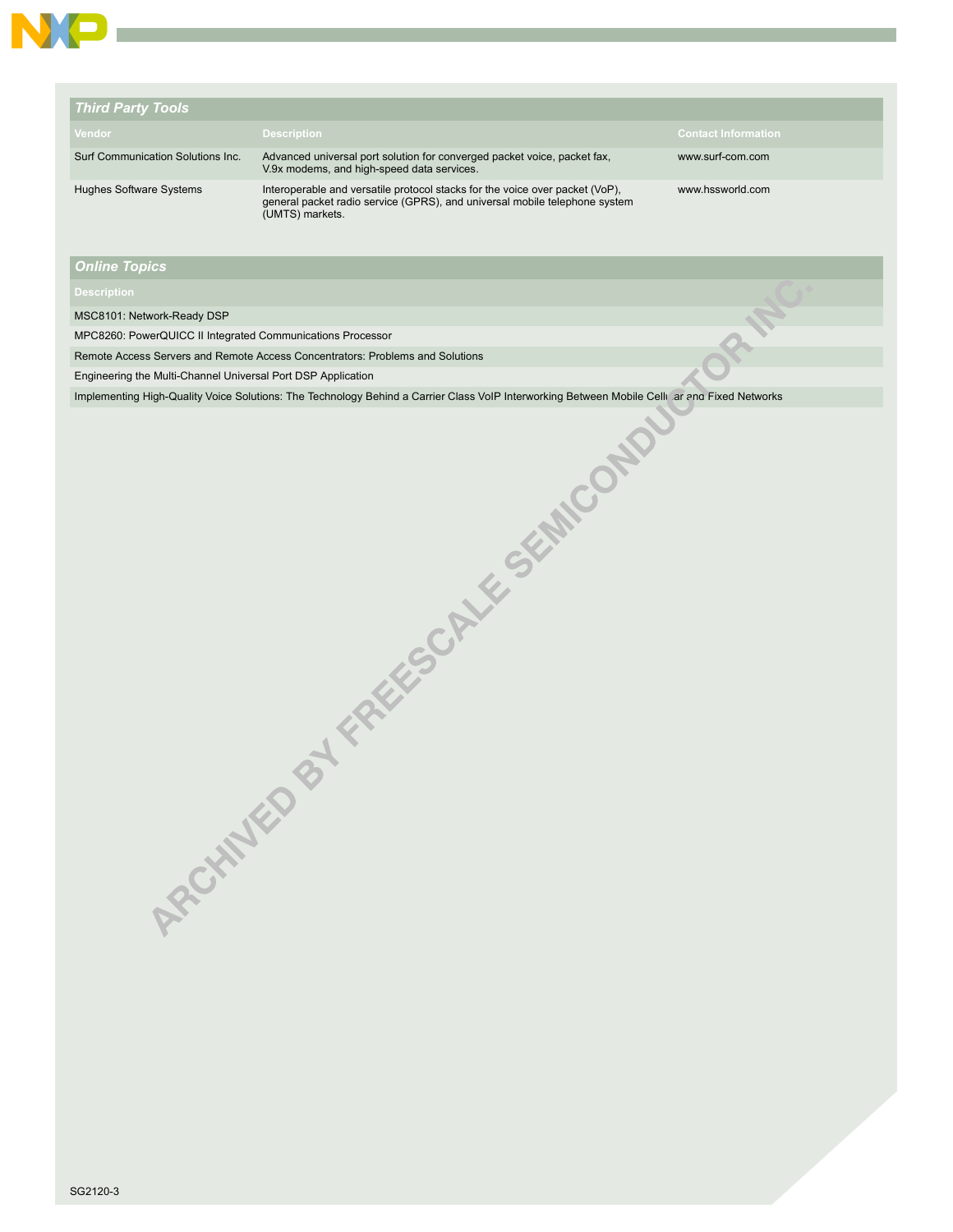## *Third Party Tools*

| Vendor | Description | Contact Information |
|---|---|---|
| Surf Communication Solutions Inc. | Advanced universal port solution for converged packet voice, packet fax, V.9x modems, and high-speed data services. | www.surf-com.com |
| Hughes Software Systems | Interoperable and versatile protocol stacks for the voice over packet (VoP), general packet radio service (GPRS), and universal mobile telephone system (UMTS) markets. | www.hssworld.com |

## *Online Topics*

| Description |
|---|
| MSC8101: Network-Ready DSP |
| MPC8260: PowerQUICC II Integrated Communications Processor |
| Remote Access Servers and Remote Access Concentrators: Problems and Solutions |
| Engineering the Multi-Channel Universal Port DSP Application |
| Implementing High-Quality Voice Solutions: The Technology Behind a Carrier Class VoIP Interworking Between Mobile Cellular and Fixed Networks |

SG2120-3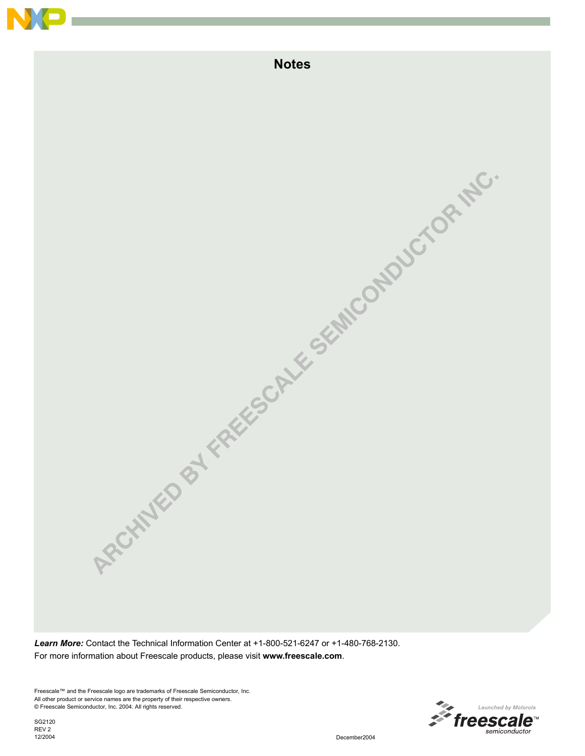## Notes

ARCHIVED BY FREESCALE SEMICONDUCTOR INC.

***Learn More:*** Contact the Technical Information Center at +1-800-521-6247 or +1-480-768-2130.
For more information about Freescale products, please visit **www.freescale.com**.

Freescale™ and the Freescale logo are trademarks of Freescale Semiconductor, Inc.
All other product or service names are the property of their respective owners.
© Freescale Semiconductor, Inc. 2004. All rights reserved.

SG2120
REV 2
12/2004

December2004